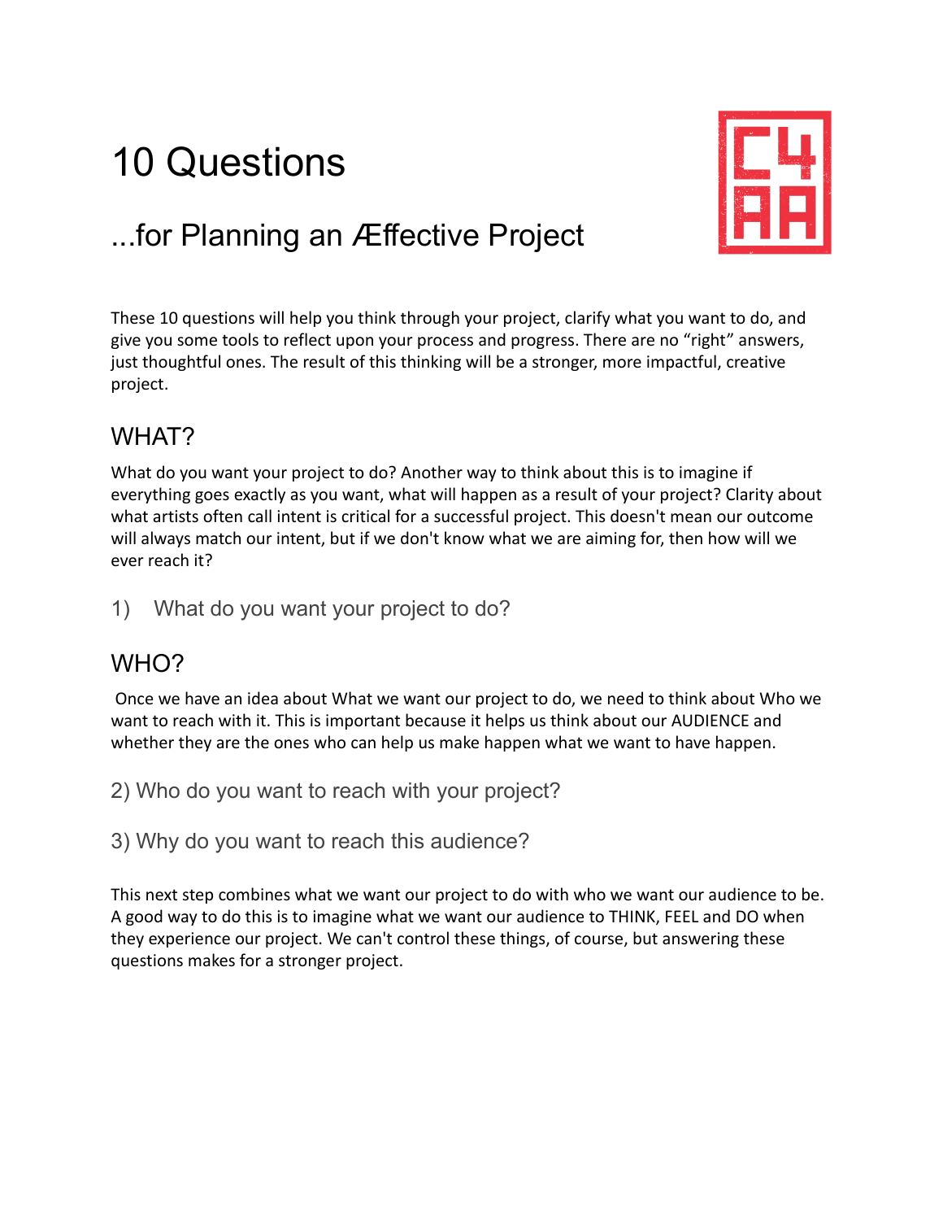# 10 Questions

## ...for Planning an Æffective Project

These 10 questions will help you think through your project, clarify what you want to do, and give you some tools to reflect upon your process and progress. There are no “right” answers, just thoughtful ones. The result of this thinking will be a stronger, more impactful, creative project.

## WHAT?

What do you want your project to do? Another way to think about this is to imagine if everything goes exactly as you want, what will happen as a result of your project? Clarity about what artists often call intent is critical for a successful project. This doesn't mean our outcome will always match our intent, but if we don't know what we are aiming for, then how will we ever reach it?

### 1) What do you want your project to do?

## WHO?

Once we have an idea about What we want our project to do, we need to think about Who we want to reach with it. This is important because it helps us think about our AUDIENCE and whether they are the ones who can help us make happen what we want to have happen.

### 2) Who do you want to reach with your project?

### 3) Why do you want to reach this audience?

This next step combines what we want our project to do with who we want our audience to be. A good way to do this is to imagine what we want our audience to THINK, FEEL and DO when they experience our project. We can't control these things, of course, but answering these questions makes for a stronger project.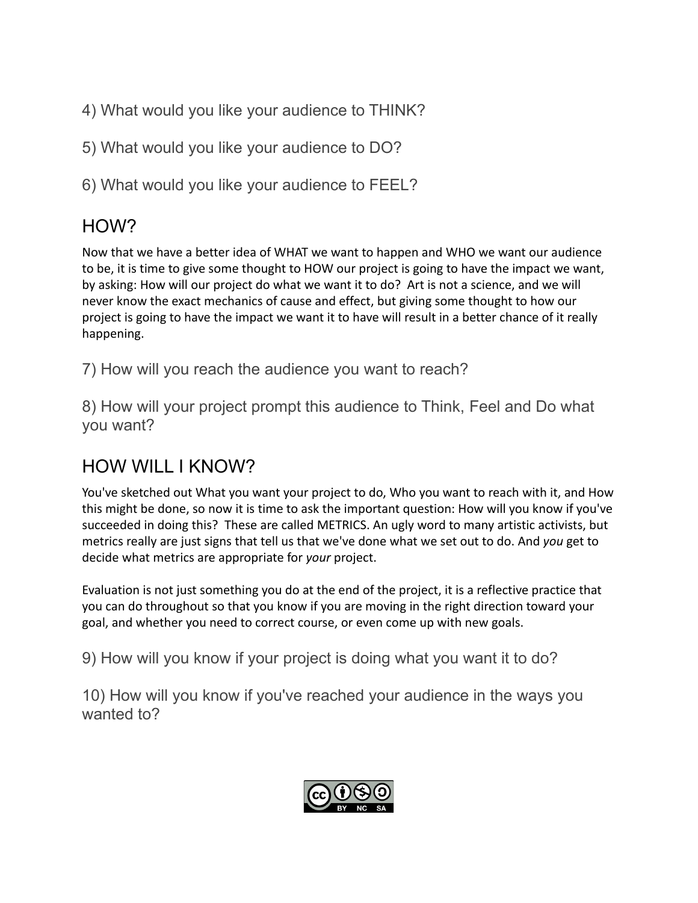4) What would you like your audience to THINK?

5) What would you like your audience to DO?

6) What would you like your audience to FEEL?

## HOW?

Now that we have a better idea of WHAT we want to happen and WHO we want our audience to be, it is time to give some thought to HOW our project is going to have the impact we want, by asking: How will our project do what we want it to do? Art is not a science, and we will never know the exact mechanics of cause and effect, but giving some thought to how our project is going to have the impact we want it to have will result in a better chance of it really happening.

7) How will you reach the audience you want to reach?

8) How will your project prompt this audience to Think, Feel and Do what you want?

## HOW WILL I KNOW?

You've sketched out What you want your project to do, Who you want to reach with it, and How this might be done, so now it is time to ask the important question: How will you know if you've succeeded in doing this? These are called METRICS. An ugly word to many artistic activists, but metrics really are just signs that tell us that we've done what we set out to do. And *you* get to decide what metrics are appropriate for *your* project.

Evaluation is not just something you do at the end of the project, it is a reflective practice that you can do throughout so that you know if you are moving in the right direction toward your goal, and whether you need to correct course, or even come up with new goals.

9) How will you know if your project is doing what you want it to do?

10) How will you know if you've reached your audience in the ways you wanted to?